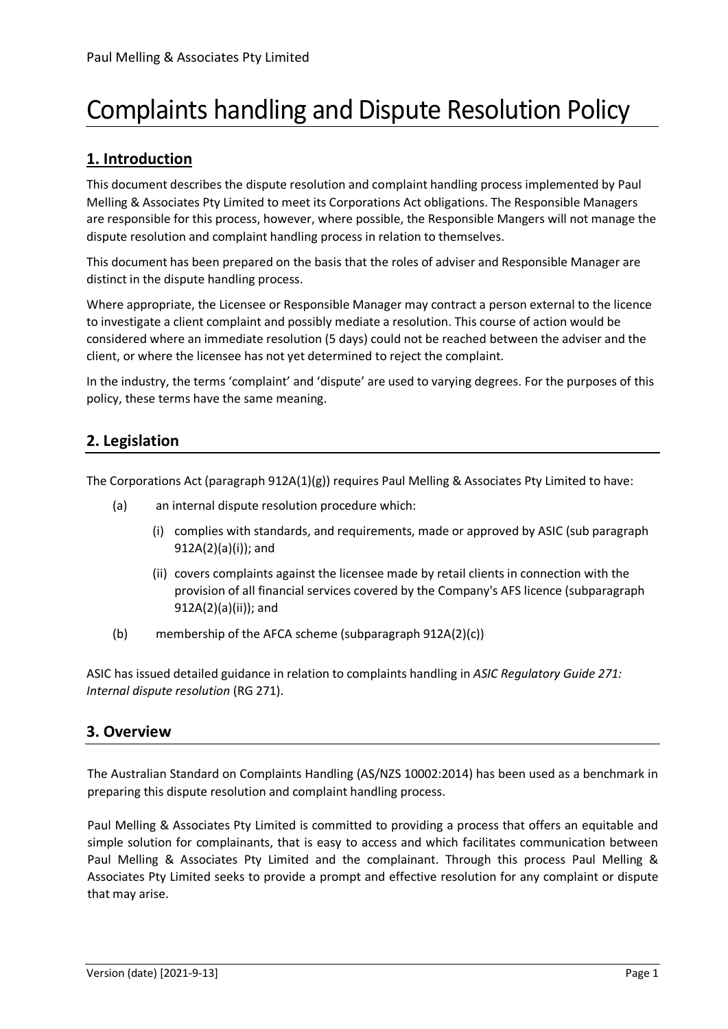Paul Melling & Associates Pty Limited

# Complaints handling and Dispute Resolution Policy

## 1. Introduction

This document describes the dispute resolution and complaint handling process implemented by Paul Melling & Associates Pty Limited to meet its Corporations Act obligations. The Responsible Managers are responsible for this process, however, where possible, the Responsible Mangers will not manage the dispute resolution and complaint handling process in relation to themselves.

This document has been prepared on the basis that the roles of adviser and Responsible Manager are distinct in the dispute handling process.

Where appropriate, the Licensee or Responsible Manager may contract a person external to the licence to investigate a client complaint and possibly mediate a resolution. This course of action would be considered where an immediate resolution (5 days) could not be reached between the adviser and the client, or where the licensee has not yet determined to reject the complaint.

In the industry, the terms 'complaint' and 'dispute' are used to varying degrees. For the purposes of this policy, these terms have the same meaning.

## 2. Legislation

The Corporations Act (paragraph 912A(1)(g)) requires Paul Melling & Associates Pty Limited to have:

- (a) an internal dispute resolution procedure which:
  - (i) complies with standards, and requirements, made or approved by ASIC (sub paragraph 912A(2)(a)(i)); and
  - (ii) covers complaints against the licensee made by retail clients in connection with the provision of all financial services covered by the Company's AFS licence (subparagraph 912A(2)(a)(ii)); and
- (b) membership of the AFCA scheme (subparagraph 912A(2)(c))

ASIC has issued detailed guidance in relation to complaints handling in *ASIC Regulatory Guide 271: Internal dispute resolution* (RG 271).

## 3. Overview

The Australian Standard on Complaints Handling (AS/NZS 10002:2014) has been used as a benchmark in preparing this dispute resolution and complaint handling process.

Paul Melling & Associates Pty Limited is committed to providing a process that offers an equitable and simple solution for complainants, that is easy to access and which facilitates communication between Paul Melling & Associates Pty Limited and the complainant. Through this process Paul Melling & Associates Pty Limited seeks to provide a prompt and effective resolution for any complaint or dispute that may arise.

Version (date) [2021-9-13]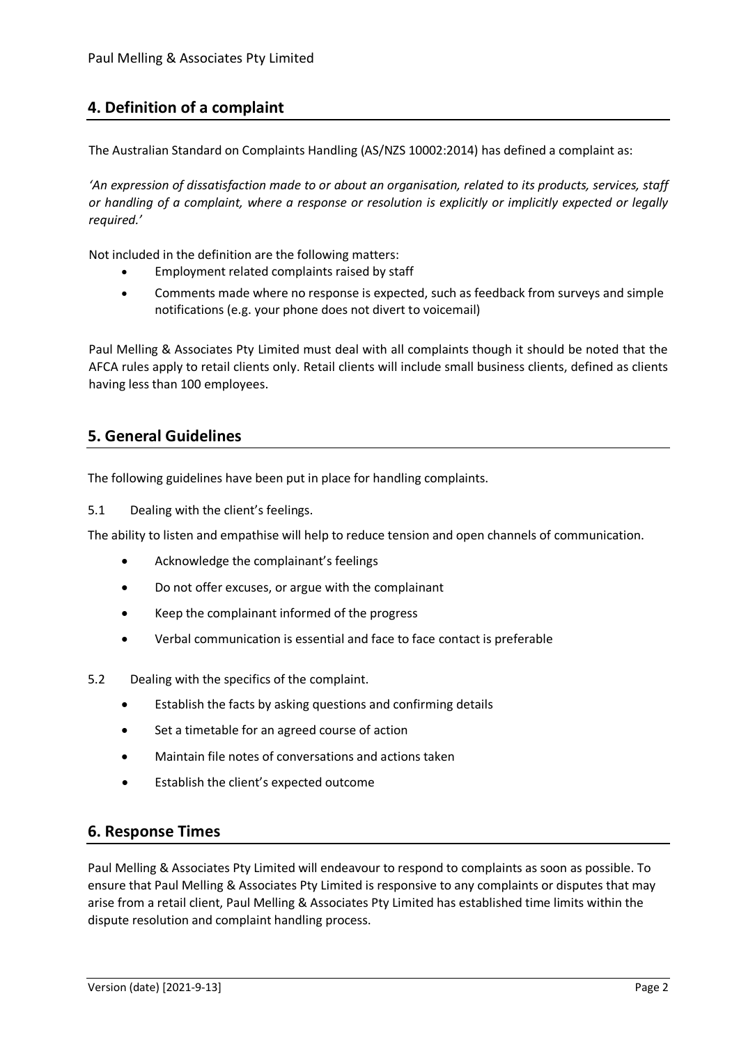## 4. Definition of a complaint

The Australian Standard on Complaints Handling (AS/NZS 10002:2014) has defined a complaint as:

*'An expression of dissatisfaction made to or about an organisation, related to its products, services, staff or handling of a complaint, where a response or resolution is explicitly or implicitly expected or legally required.'*

Not included in the definition are the following matters:

- Employment related complaints raised by staff
- Comments made where no response is expected, such as feedback from surveys and simple notifications (e.g. your phone does not divert to voicemail)

Paul Melling & Associates Pty Limited must deal with all complaints though it should be noted that the AFCA rules apply to retail clients only. Retail clients will include small business clients, defined as clients having less than 100 employees.

## 5. General Guidelines

The following guidelines have been put in place for handling complaints.

5.1 Dealing with the client's feelings.

The ability to listen and empathise will help to reduce tension and open channels of communication.

- Acknowledge the complainant's feelings
- Do not offer excuses, or argue with the complainant
- Keep the complainant informed of the progress
- Verbal communication is essential and face to face contact is preferable

5.2 Dealing with the specifics of the complaint.

- Establish the facts by asking questions and confirming details
- Set a timetable for an agreed course of action
- Maintain file notes of conversations and actions taken
- Establish the client's expected outcome

## 6. Response Times

Paul Melling & Associates Pty Limited will endeavour to respond to complaints as soon as possible. To ensure that Paul Melling & Associates Pty Limited is responsive to any complaints or disputes that may arise from a retail client, Paul Melling & Associates Pty Limited has established time limits within the dispute resolution and complaint handling process.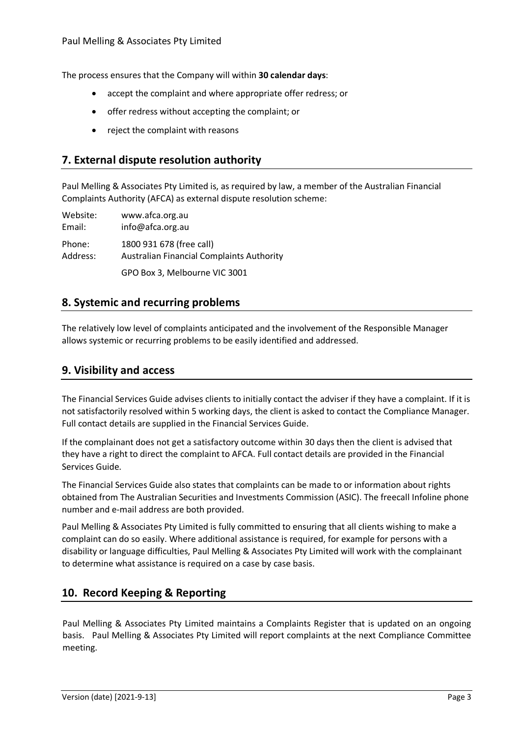The process ensures that the Company will within **30 calendar days**:

- accept the complaint and where appropriate offer redress; or
- offer redress without accepting the complaint; or
- reject the complaint with reasons

## 7. External dispute resolution authority

Paul Melling & Associates Pty Limited is, as required by law, a member of the Australian Financial Complaints Authority (AFCA) as external dispute resolution scheme:

Website: www.afca.org.au
Email: info@afca.org.au
Phone: 1800 931 678 (free call)
Address: Australian Financial Complaints Authority
GPO Box 3, Melbourne VIC 3001

## 8. Systemic and recurring problems

The relatively low level of complaints anticipated and the involvement of the Responsible Manager allows systemic or recurring problems to be easily identified and addressed.

## 9. Visibility and access

The Financial Services Guide advises clients to initially contact the adviser if they have a complaint. If it is not satisfactorily resolved within 5 working days, the client is asked to contact the Compliance Manager. Full contact details are supplied in the Financial Services Guide.

If the complainant does not get a satisfactory outcome within 30 days then the client is advised that they have a right to direct the complaint to AFCA. Full contact details are provided in the Financial Services Guide.

The Financial Services Guide also states that complaints can be made to or information about rights obtained from The Australian Securities and Investments Commission (ASIC). The freecall Infoline phone number and e-mail address are both provided.

Paul Melling & Associates Pty Limited is fully committed to ensuring that all clients wishing to make a complaint can do so easily. Where additional assistance is required, for example for persons with a disability or language difficulties, Paul Melling & Associates Pty Limited will work with the complainant to determine what assistance is required on a case by case basis.

## 10. Record Keeping & Reporting

Paul Melling & Associates Pty Limited maintains a Complaints Register that is updated on an ongoing basis. Paul Melling & Associates Pty Limited will report complaints at the next Compliance Committee meeting.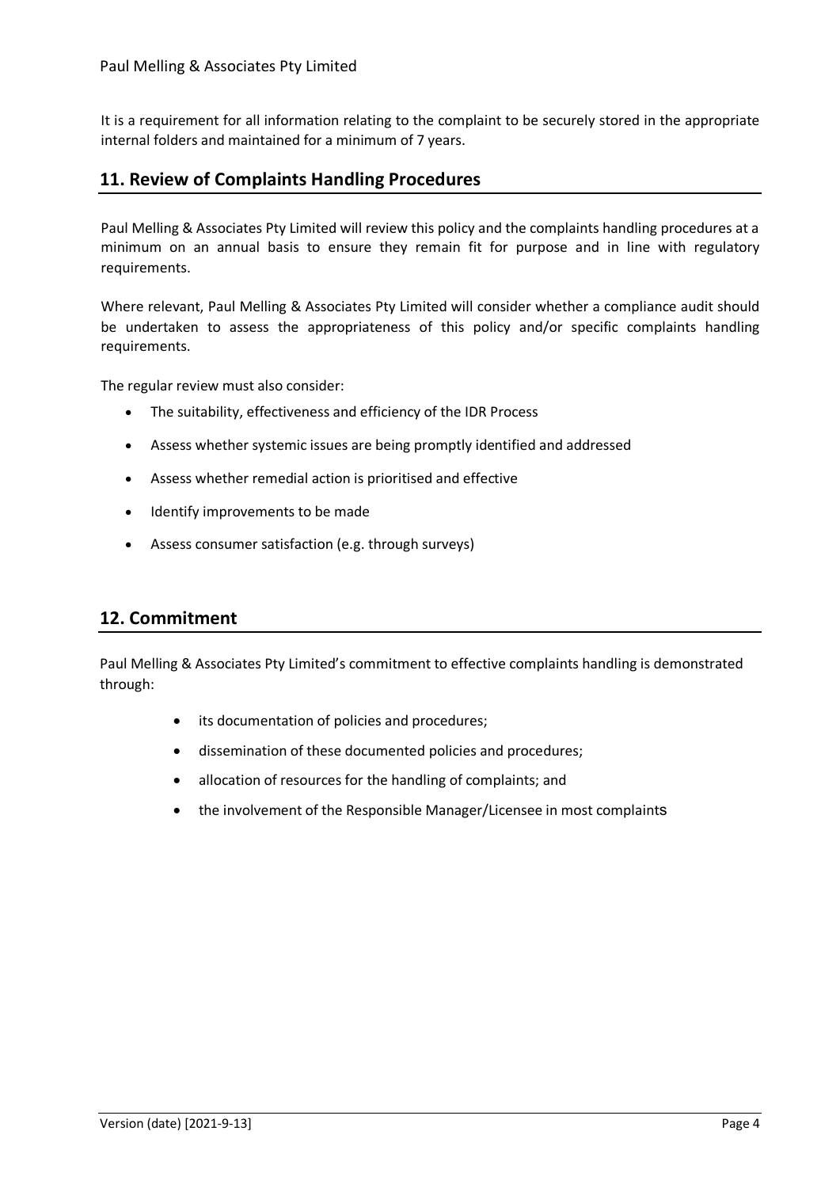It is a requirement for all information relating to the complaint to be securely stored in the appropriate internal folders and maintained for a minimum of 7 years.

## 11. Review of Complaints Handling Procedures

Paul Melling & Associates Pty Limited will review this policy and the complaints handling procedures at a minimum on an annual basis to ensure they remain fit for purpose and in line with regulatory requirements.

Where relevant, Paul Melling & Associates Pty Limited will consider whether a compliance audit should be undertaken to assess the appropriateness of this policy and/or specific complaints handling requirements.

The regular review must also consider:

- The suitability, effectiveness and efficiency of the IDR Process
- Assess whether systemic issues are being promptly identified and addressed
- Assess whether remedial action is prioritised and effective
- Identify improvements to be made
- Assess consumer satisfaction (e.g. through surveys)

## 12. Commitment

Paul Melling & Associates Pty Limited's commitment to effective complaints handling is demonstrated through:

- its documentation of policies and procedures;
- dissemination of these documented policies and procedures;
- allocation of resources for the handling of complaints; and
- the involvement of the Responsible Manager/Licensee in most complaints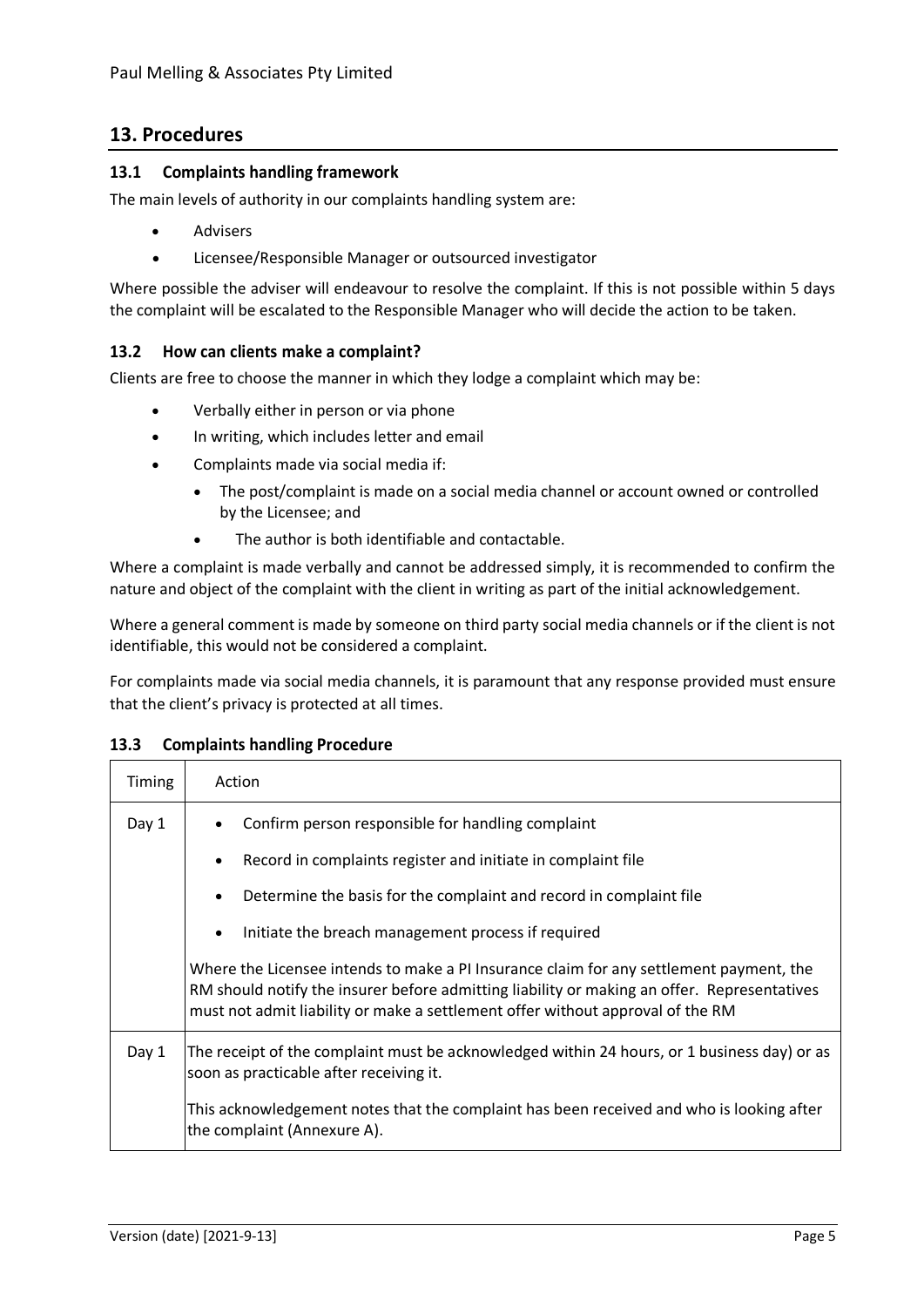## 13. Procedures

### 13.1 Complaints handling framework

The main levels of authority in our complaints handling system are:

- Advisers
- Licensee/Responsible Manager or outsourced investigator

Where possible the adviser will endeavour to resolve the complaint. If this is not possible within 5 days the complaint will be escalated to the Responsible Manager who will decide the action to be taken.

### 13.2 How can clients make a complaint?

Clients are free to choose the manner in which they lodge a complaint which may be:

- Verbally either in person or via phone
- In writing, which includes letter and email
- Complaints made via social media if:
  - The post/complaint is made on a social media channel or account owned or controlled by the Licensee; and
  - The author is both identifiable and contactable.

Where a complaint is made verbally and cannot be addressed simply, it is recommended to confirm the nature and object of the complaint with the client in writing as part of the initial acknowledgement.

Where a general comment is made by someone on third party social media channels or if the client is not identifiable, this would not be considered a complaint.

For complaints made via social media channels, it is paramount that any response provided must ensure that the client's privacy is protected at all times.

### 13.3 Complaints handling Procedure

| Timing | Action |
|---|---|
| Day 1 | • Confirm person responsible for handling complaint<br>• Record in complaints register and initiate in complaint file<br>• Determine the basis for the complaint and record in complaint file<br>• Initiate the breach management process if required<br><br>Where the Licensee intends to make a PI Insurance claim for any settlement payment, the RM should notify the insurer before admitting liability or making an offer. Representatives must not admit liability or make a settlement offer without approval of the RM |
| Day 1 | The receipt of the complaint must be acknowledged within 24 hours, or 1 business day) or as soon as practicable after receiving it.<br><br>This acknowledgement notes that the complaint has been received and who is looking after the complaint (Annexure A). |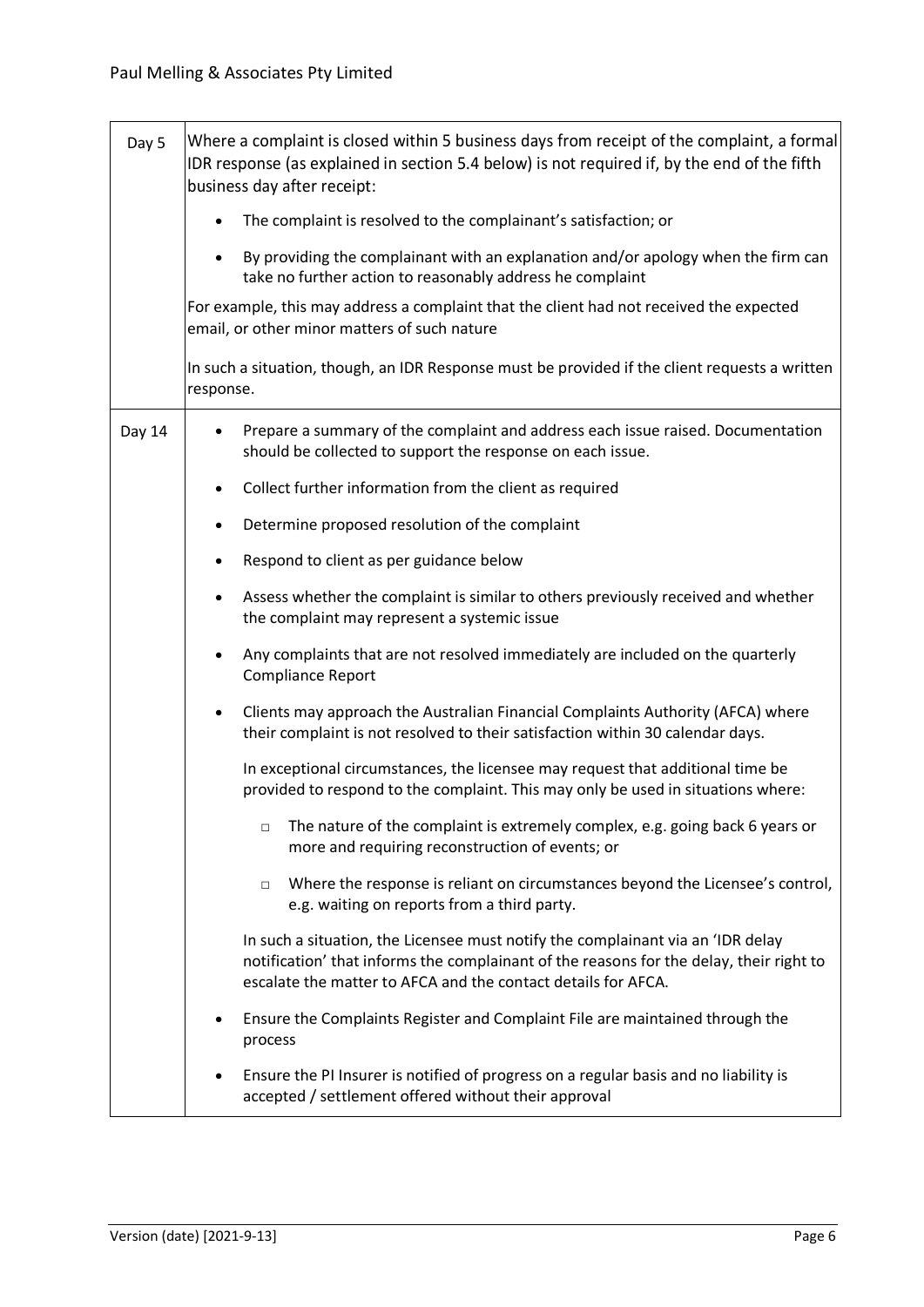| | |
|---|---|
| Day 5 | Where a complaint is closed within 5 business days from receipt of the complaint, a formal IDR response (as explained in section 5.4 below) is not required if, by the end of the fifth business day after receipt:<br>• The complaint is resolved to the complainant's satisfaction; or<br>• By providing the complainant with an explanation and/or apology when the firm can take no further action to reasonably address he complaint<br>For example, this may address a complaint that the client had not received the expected email, or other minor matters of such nature<br>In such a situation, though, an IDR Response must be provided if the client requests a written response. |
| Day 14 | • Prepare a summary of the complaint and address each issue raised. Documentation should be collected to support the response on each issue.<br>• Collect further information from the client as required<br>• Determine proposed resolution of the complaint<br>• Respond to client as per guidance below<br>• Assess whether the complaint is similar to others previously received and whether the complaint may represent a systemic issue<br>• Any complaints that are not resolved immediately are included on the quarterly Compliance Report<br>• Clients may approach the Australian Financial Complaints Authority (AFCA) where their complaint is not resolved to their satisfaction within 30 calendar days.<br>In exceptional circumstances, the licensee may request that additional time be provided to respond to the complaint. This may only be used in situations where:<br>□ The nature of the complaint is extremely complex, e.g. going back 6 years or more and requiring reconstruction of events; or<br>□ Where the response is reliant on circumstances beyond the Licensee's control, e.g. waiting on reports from a third party.<br>In such a situation, the Licensee must notify the complainant via an 'IDR delay notification' that informs the complainant of the reasons for the delay, their right to escalate the matter to AFCA and the contact details for AFCA.<br>• Ensure the Complaints Register and Complaint File are maintained through the process<br>• Ensure the PI Insurer is notified of progress on a regular basis and no liability is accepted / settlement offered without their approval |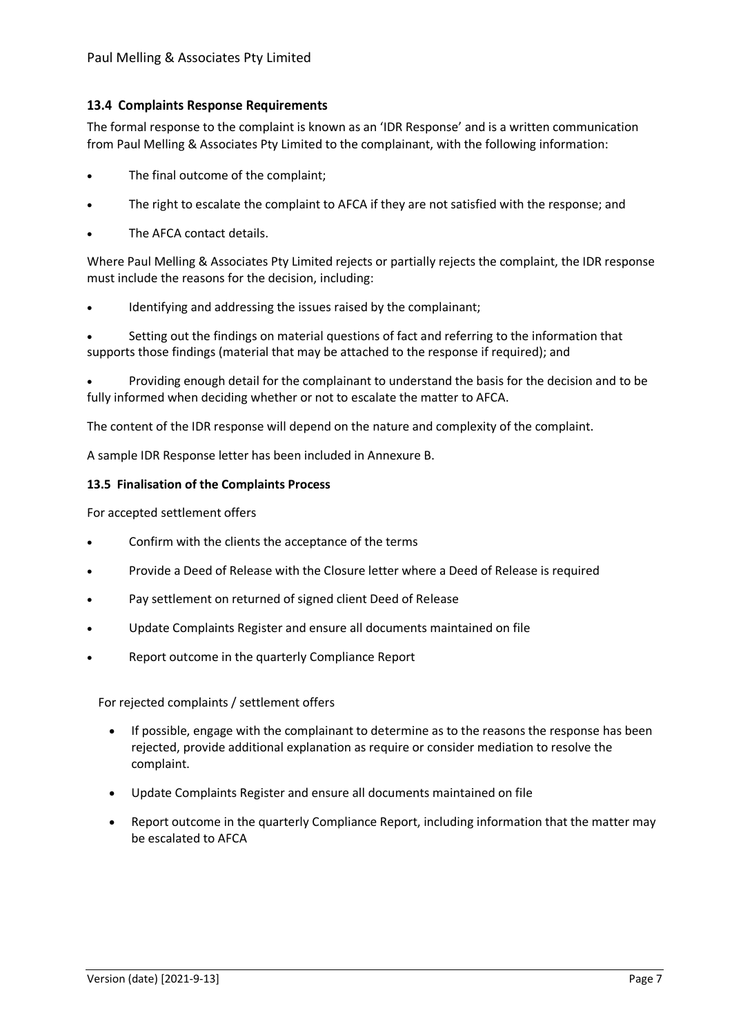### 13.4 Complaints Response Requirements

The formal response to the complaint is known as an 'IDR Response' and is a written communication from Paul Melling & Associates Pty Limited to the complainant, with the following information:

- The final outcome of the complaint;
- The right to escalate the complaint to AFCA if they are not satisfied with the response; and
- The AFCA contact details.

Where Paul Melling & Associates Pty Limited rejects or partially rejects the complaint, the IDR response must include the reasons for the decision, including:

- Identifying and addressing the issues raised by the complainant;
- Setting out the findings on material questions of fact and referring to the information that supports those findings (material that may be attached to the response if required); and
- Providing enough detail for the complainant to understand the basis for the decision and to be fully informed when deciding whether or not to escalate the matter to AFCA.

The content of the IDR response will depend on the nature and complexity of the complaint.

A sample IDR Response letter has been included in Annexure B.

### 13.5 Finalisation of the Complaints Process

For accepted settlement offers

- Confirm with the clients the acceptance of the terms
- Provide a Deed of Release with the Closure letter where a Deed of Release is required
- Pay settlement on returned of signed client Deed of Release
- Update Complaints Register and ensure all documents maintained on file
- Report outcome in the quarterly Compliance Report

For rejected complaints / settlement offers

- If possible, engage with the complainant to determine as to the reasons the response has been rejected, provide additional explanation as require or consider mediation to resolve the complaint.
- Update Complaints Register and ensure all documents maintained on file
- Report outcome in the quarterly Compliance Report, including information that the matter may be escalated to AFCA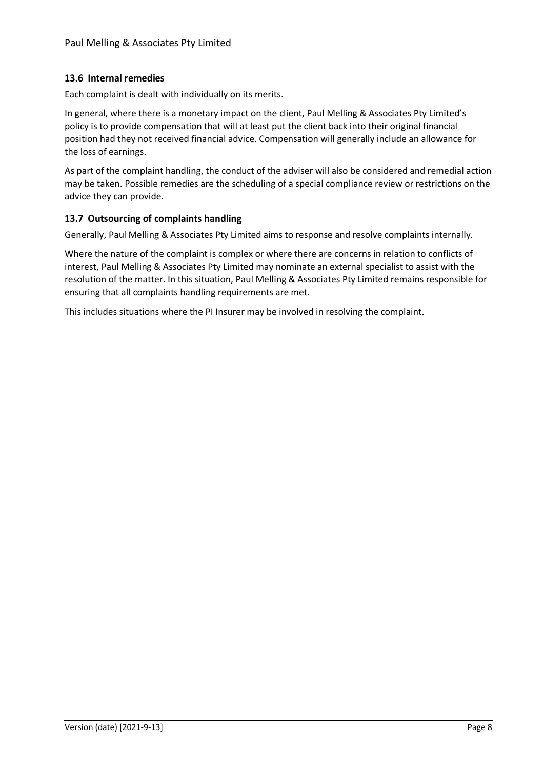### 13.6 Internal remedies

Each complaint is dealt with individually on its merits.

In general, where there is a monetary impact on the client, Paul Melling & Associates Pty Limited's policy is to provide compensation that will at least put the client back into their original financial position had they not received financial advice. Compensation will generally include an allowance for the loss of earnings.

As part of the complaint handling, the conduct of the adviser will also be considered and remedial action may be taken. Possible remedies are the scheduling of a special compliance review or restrictions on the advice they can provide.

### 13.7 Outsourcing of complaints handling

Generally, Paul Melling & Associates Pty Limited aims to response and resolve complaints internally.

Where the nature of the complaint is complex or where there are concerns in relation to conflicts of interest, Paul Melling & Associates Pty Limited may nominate an external specialist to assist with the resolution of the matter. In this situation, Paul Melling & Associates Pty Limited remains responsible for ensuring that all complaints handling requirements are met.

This includes situations where the PI Insurer may be involved in resolving the complaint.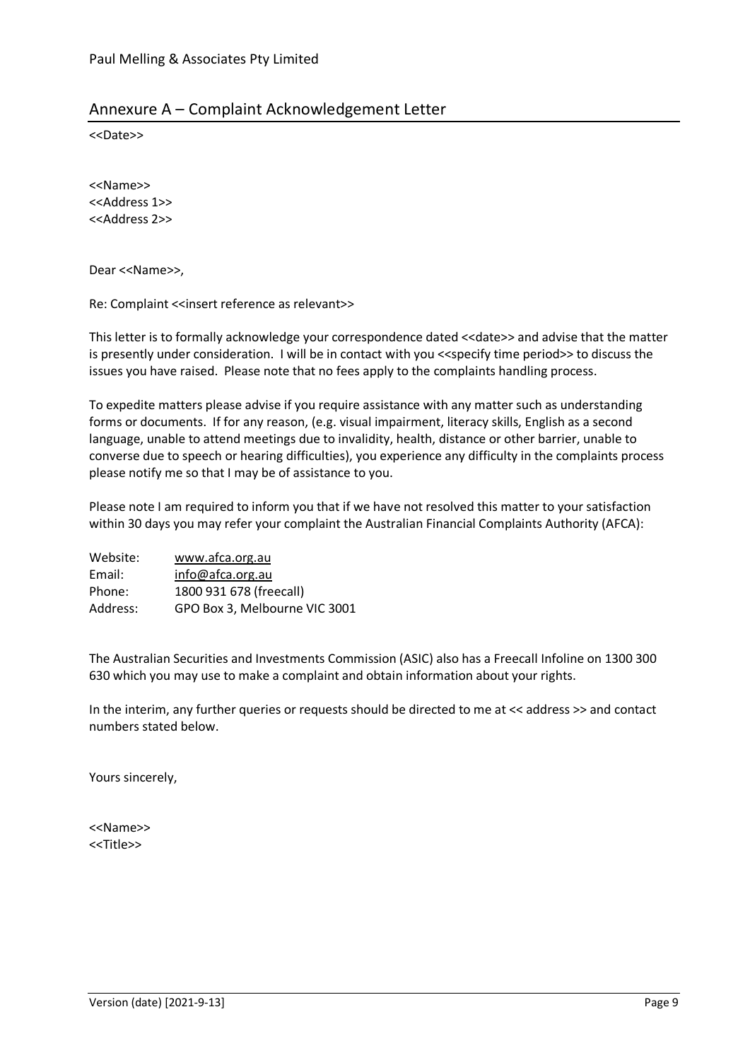## Annexure A – Complaint Acknowledgement Letter

<<Date>>

<<Name>>
<<Address 1>>
<<Address 2>>

Dear <<Name>>,

Re: Complaint <<insert reference as relevant>>

This letter is to formally acknowledge your correspondence dated <<date>> and advise that the matter is presently under consideration. I will be in contact with you <<specify time period>> to discuss the issues you have raised. Please note that no fees apply to the complaints handling process.

To expedite matters please advise if you require assistance with any matter such as understanding forms or documents. If for any reason, (e.g. visual impairment, literacy skills, English as a second language, unable to attend meetings due to invalidity, health, distance or other barrier, unable to converse due to speech or hearing difficulties), you experience any difficulty in the complaints process please notify me so that I may be of assistance to you.

Please note I am required to inform you that if we have not resolved this matter to your satisfaction within 30 days you may refer your complaint the Australian Financial Complaints Authority (AFCA):

| | |
|---|---|
| Website: | www.afca.org.au |
| Email: | info@afca.org.au |
| Phone: | 1800 931 678 (freecall) |
| Address: | GPO Box 3, Melbourne VIC 3001 |

The Australian Securities and Investments Commission (ASIC) also has a Freecall Infoline on 1300 300 630 which you may use to make a complaint and obtain information about your rights.

In the interim, any further queries or requests should be directed to me at << address >> and contact numbers stated below.

Yours sincerely,

<<Name>>
<<Title>>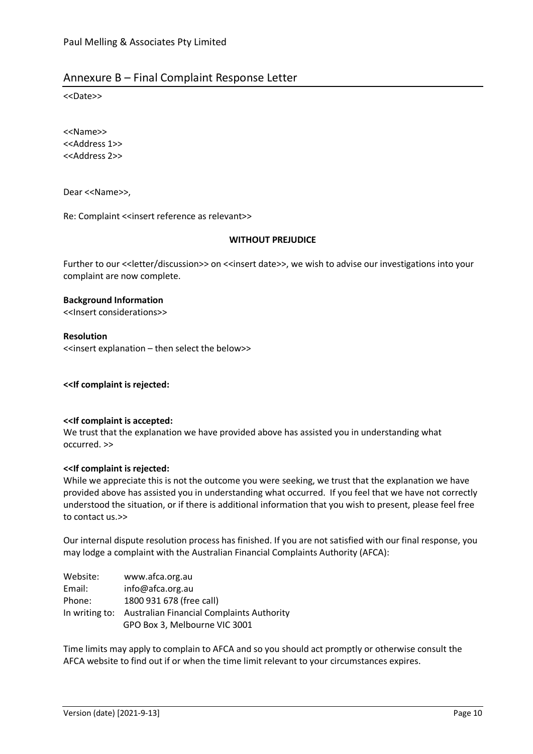## Annexure B – Final Complaint Response Letter

<<Date>>

<<Name>>
<<Address 1>>
<<Address 2>>

Dear <<Name>>,

Re: Complaint <<insert reference as relevant>>

**WITHOUT PREJUDICE**

Further to our <<letter/discussion>> on <<insert date>>, we wish to advise our investigations into your complaint are now complete.

**Background Information**
<<Insert considerations>>

**Resolution**
<<insert explanation – then select the below>>

**<<If complaint is rejected:**

**<<If complaint is accepted:**
We trust that the explanation we have provided above has assisted you in understanding what occurred. >>

**<<If complaint is rejected:**
While we appreciate this is not the outcome you were seeking, we trust that the explanation we have provided above has assisted you in understanding what occurred. If you feel that we have not correctly understood the situation, or if there is additional information that you wish to present, please feel free to contact us.>>

Our internal dispute resolution process has finished. If you are not satisfied with our final response, you may lodge a complaint with the Australian Financial Complaints Authority (AFCA):

| | |
|---|---|
| Website: | www.afca.org.au |
| Email: | info@afca.org.au |
| Phone: | 1800 931 678 (free call) |
| In writing to: | Australian Financial Complaints Authority<br>GPO Box 3, Melbourne VIC 3001 |

Time limits may apply to complain to AFCA and so you should act promptly or otherwise consult the AFCA website to find out if or when the time limit relevant to your circumstances expires.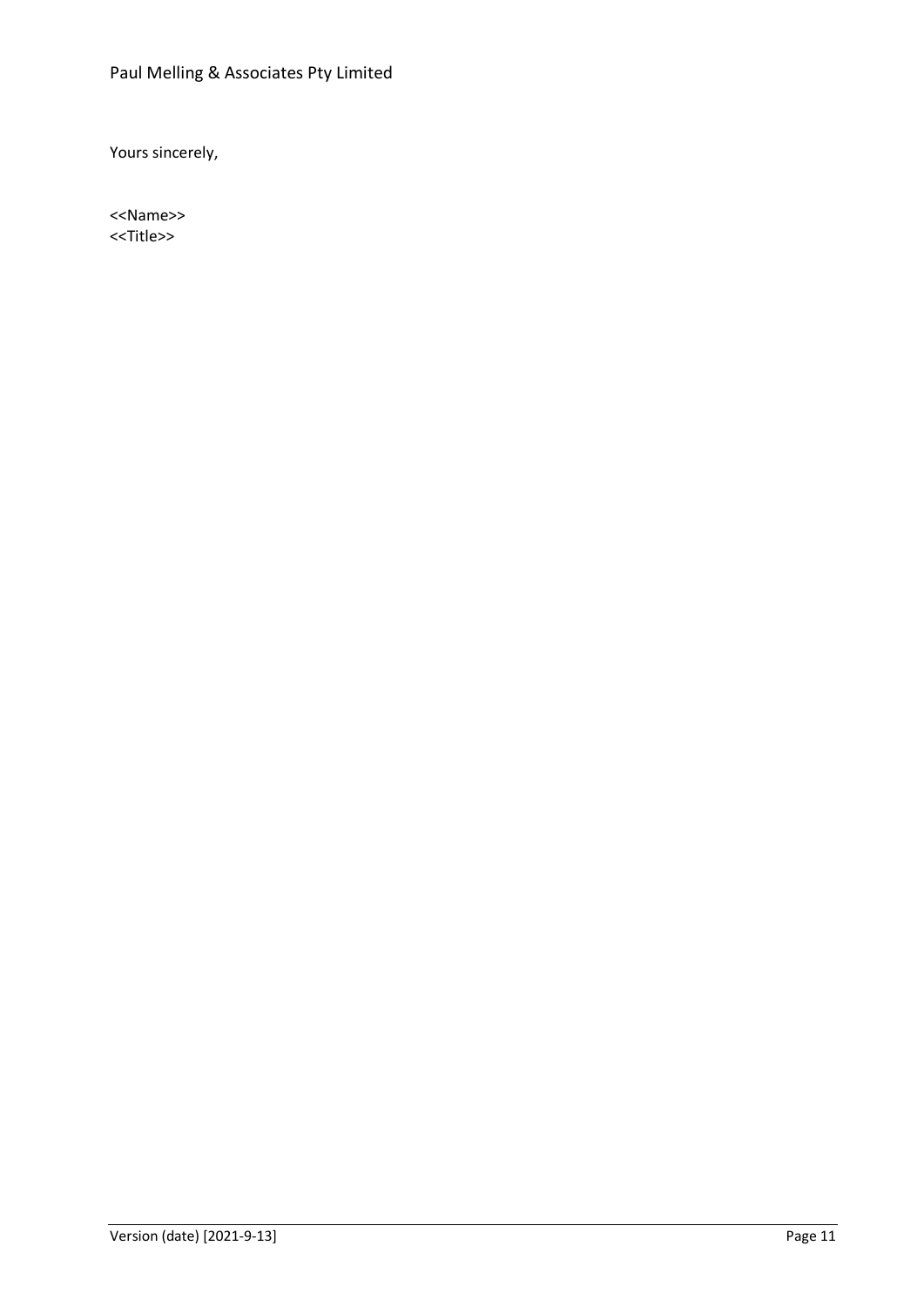Yours sincerely,

<<Name>>
<<Title>>